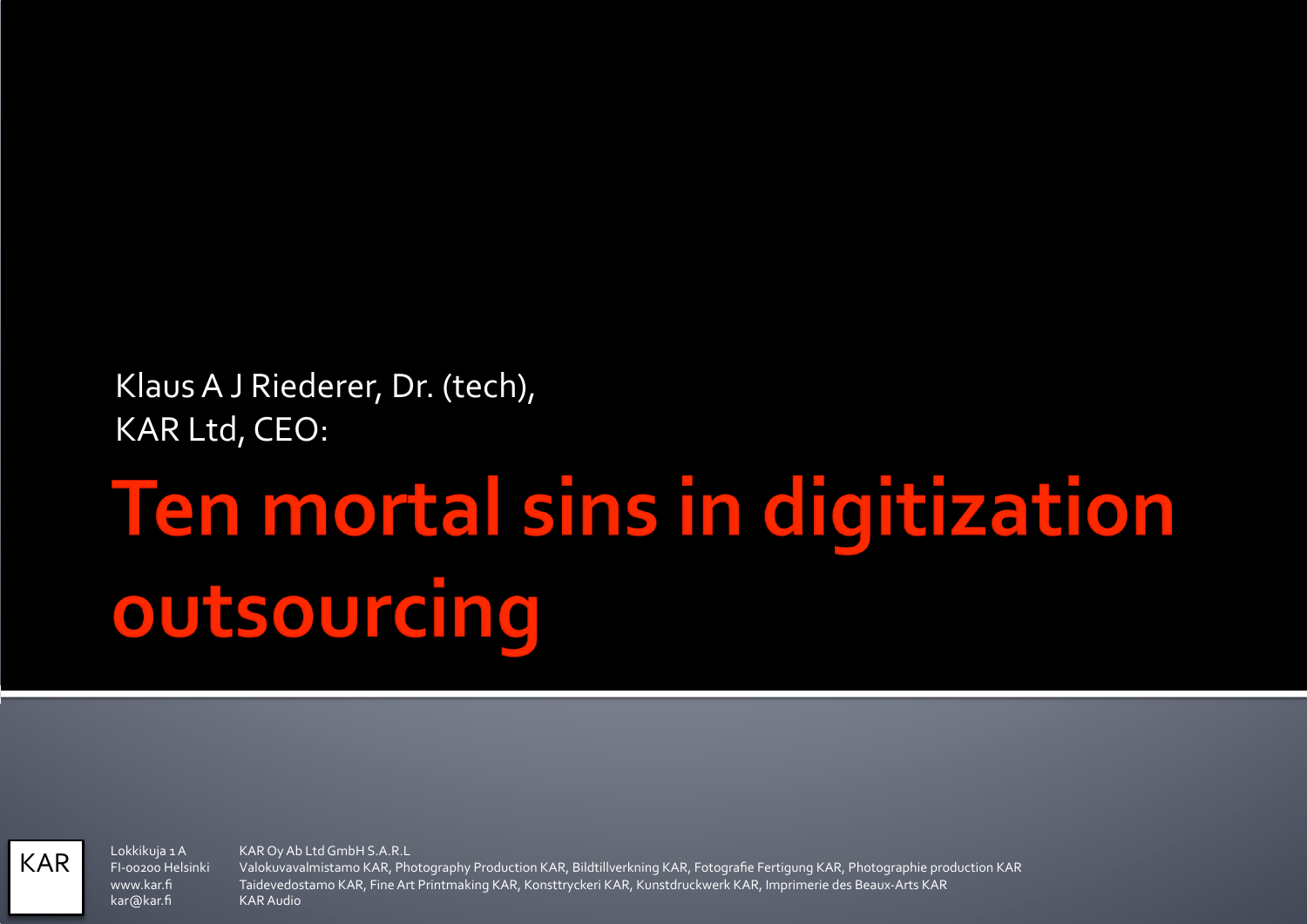Klaus A J Riederer, Dr. (tech),
KAR Ltd, CEO:

# Ten mortal sins in digitization outsourcing

KAR

Lokkikuja 1 A
FI-00200 Helsinki
www.kar.fi
kar@kar.fi

KAR Oy Ab Ltd GmbH S.A.R.L
Valokuvavalmistamo KAR, Photography Production KAR, Bildtillverkning KAR, Fotografie Fertigung KAR, Photographie production KAR
Taidevedostamo KAR, Fine Art Printmaking KAR, Konsttryckeri KAR, Kunstdruckwerk KAR, Imprimerie des Beaux-Arts KAR
KAR Audio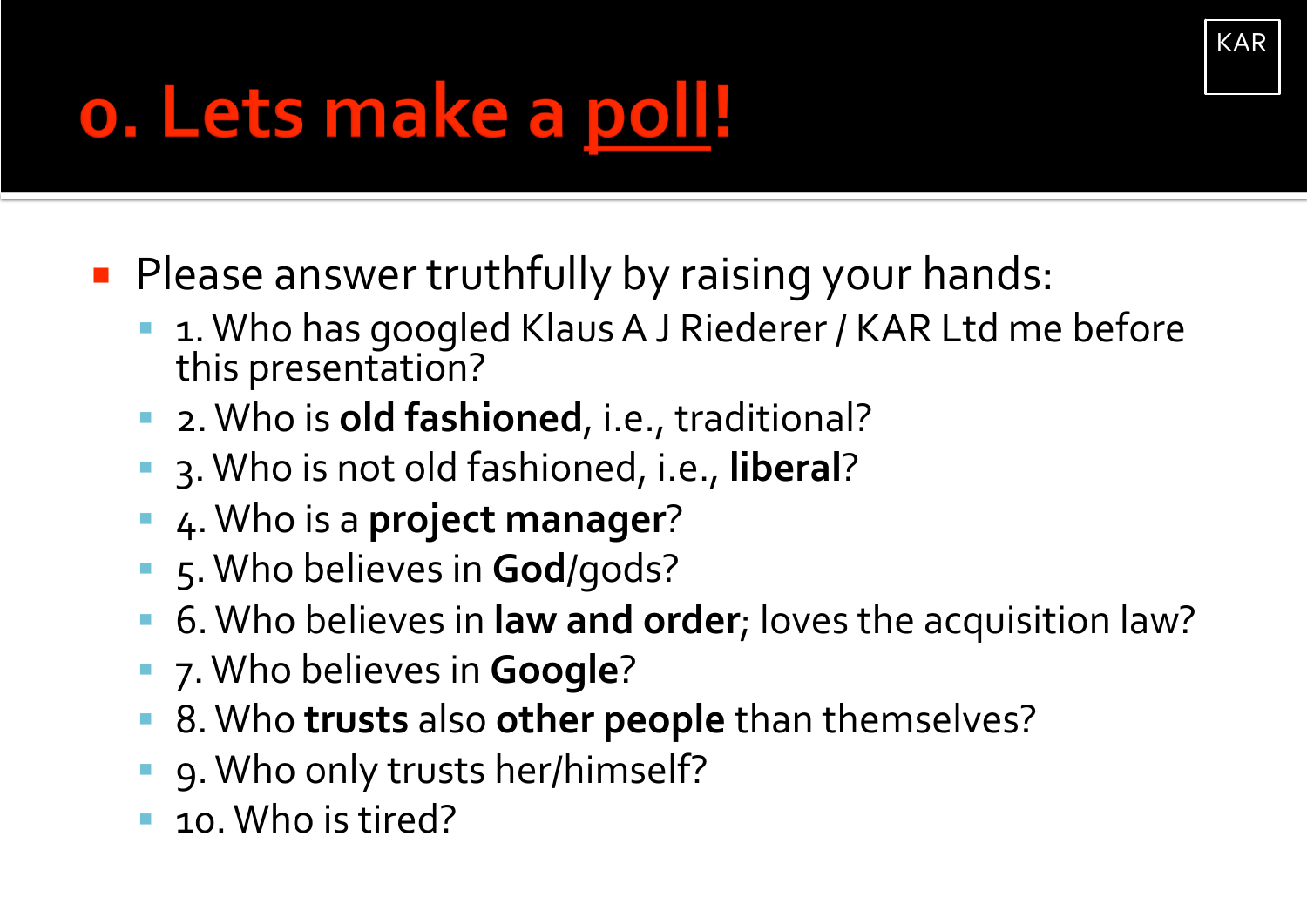# o. Lets make a poll!

- Please answer truthfully by raising your hands:
  - 1. Who has googled Klaus A J Riederer / KAR Ltd me before this presentation?
  - 2. Who is **old fashioned**, i.e., traditional?
  - 3. Who is not old fashioned, i.e., **liberal**?
  - 4. Who is a **project manager**?
  - 5. Who believes in **God**/gods?
  - 6. Who believes in **law and order**; loves the acquisition law?
  - 7. Who believes in **Google**?
  - 8. Who **trusts** also **other people** than themselves?
  - 9. Who only trusts her/himself?
  - 10. Who is tired?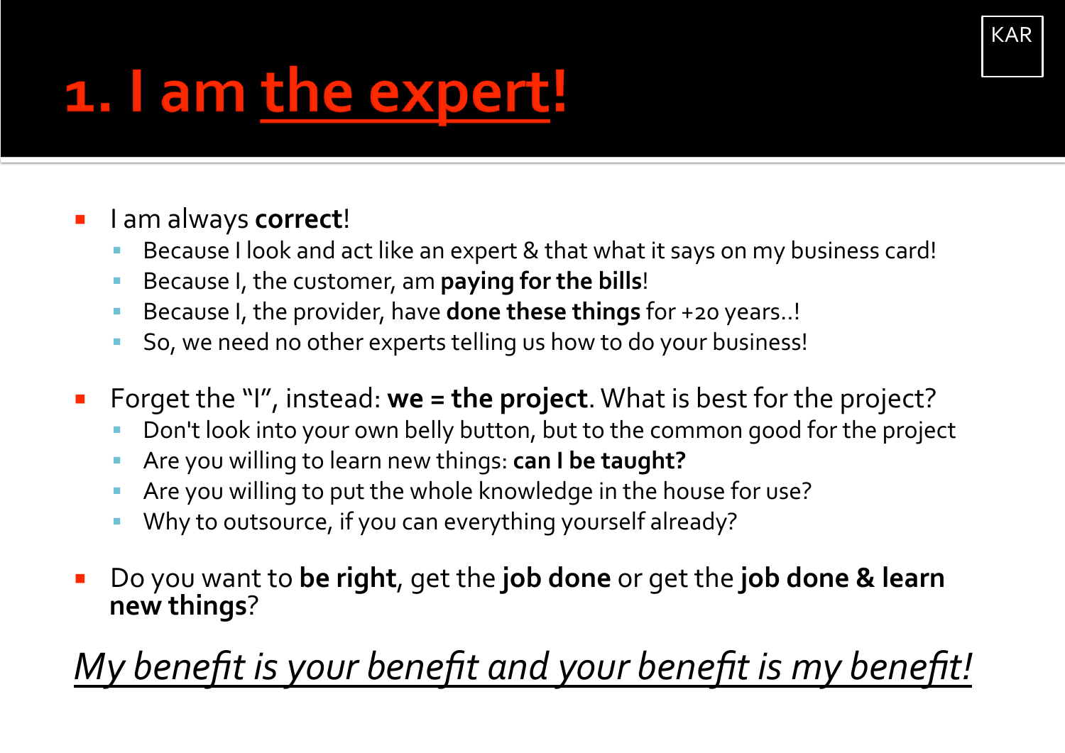# 1. I am the expert!

- I am always **correct**!
  - Because I look and act like an expert & that what it says on my business card!
  - Because I, the customer, am **paying for the bills**!
  - Because I, the provider, have **done these things** for +20 years..!
  - So, we need no other experts telling us how to do your business!
- Forget the "I", instead: **we = the project**. What is best for the project?
  - Don't look into your own belly button, but to the common good for the project
  - Are you willing to learn new things: **can I be taught?**
  - Are you willing to put the whole knowledge in the house for use?
  - Why to outsource, if you can everything yourself already?
- Do you want to **be right**, get the **job done** or get the **job done & learn new things**?

*My benefit is your benefit and your benefit is my benefit!*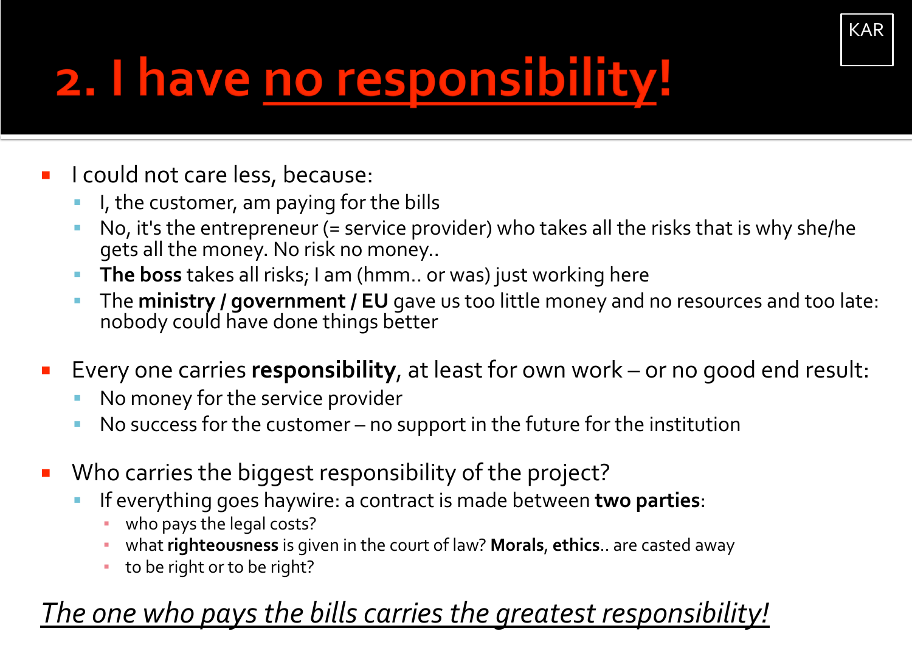# 2. I have no responsibility!

- I could not care less, because:
  - I, the customer, am paying for the bills
  - No, it's the entrepreneur (= service provider) who takes all the risks that is why she/he gets all the money. No risk no money..
  - **The boss** takes all risks; I am (hmm.. or was) just working here
  - The **ministry / government / EU** gave us too little money and no resources and too late: nobody could have done things better
- Every one carries **responsibility**, at least for own work – or no good end result:
  - No money for the service provider
  - No success for the customer – no support in the future for the institution
- Who carries the biggest responsibility of the project?
  - If everything goes haywire: a contract is made between **two parties**:
    - who pays the legal costs?
    - what **righteousness** is given in the court of law? **Morals**, **ethics**.. are casted away
    - to be right or to be right?

*The one who pays the bills carries the greatest responsibility!*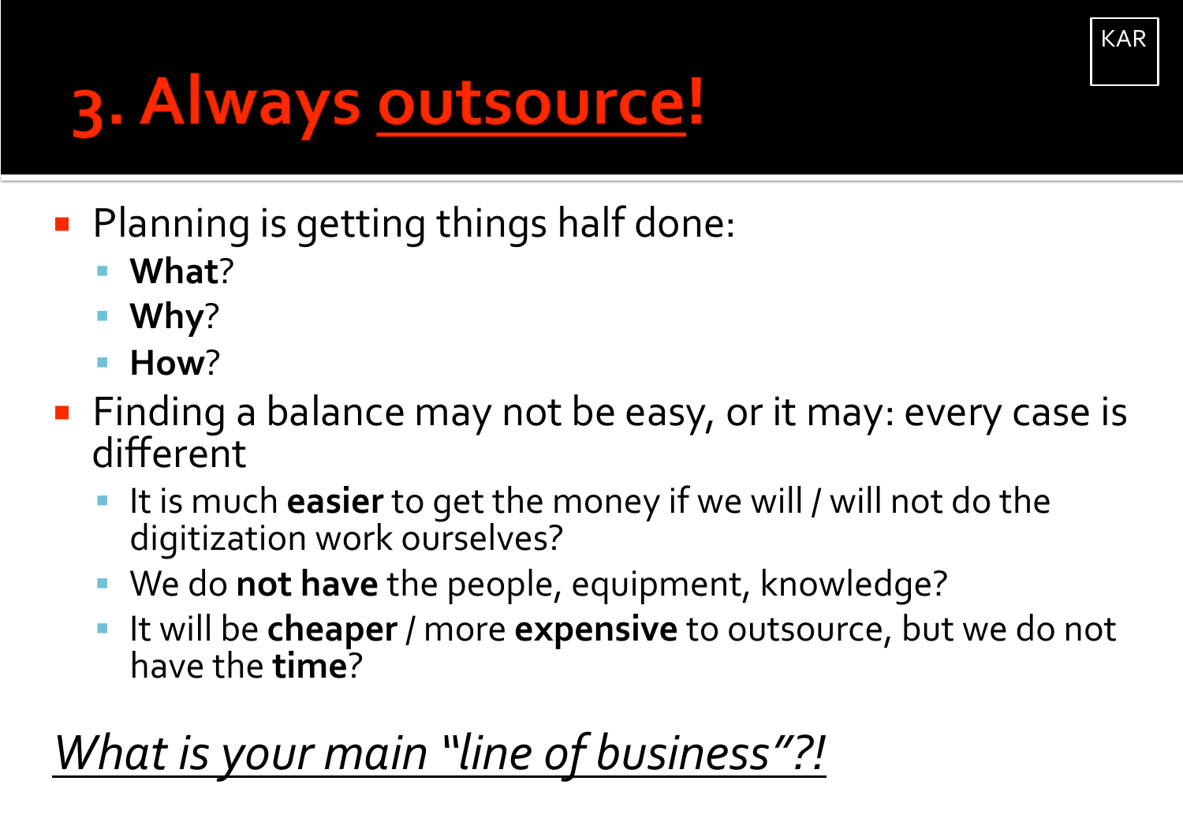# 3. Always outsource!

- Planning is getting things half done:
  - **What**?
  - **Why**?
  - **How**?
- Finding a balance may not be easy, or it may: every case is different
  - It is much **easier** to get the money if we will / will not do the digitization work ourselves?
  - We do **not have** the people, equipment, knowledge?
  - It will be **cheaper** / more **expensive** to outsource, but we do not have the **time**?

*What is your main "line of business"?!*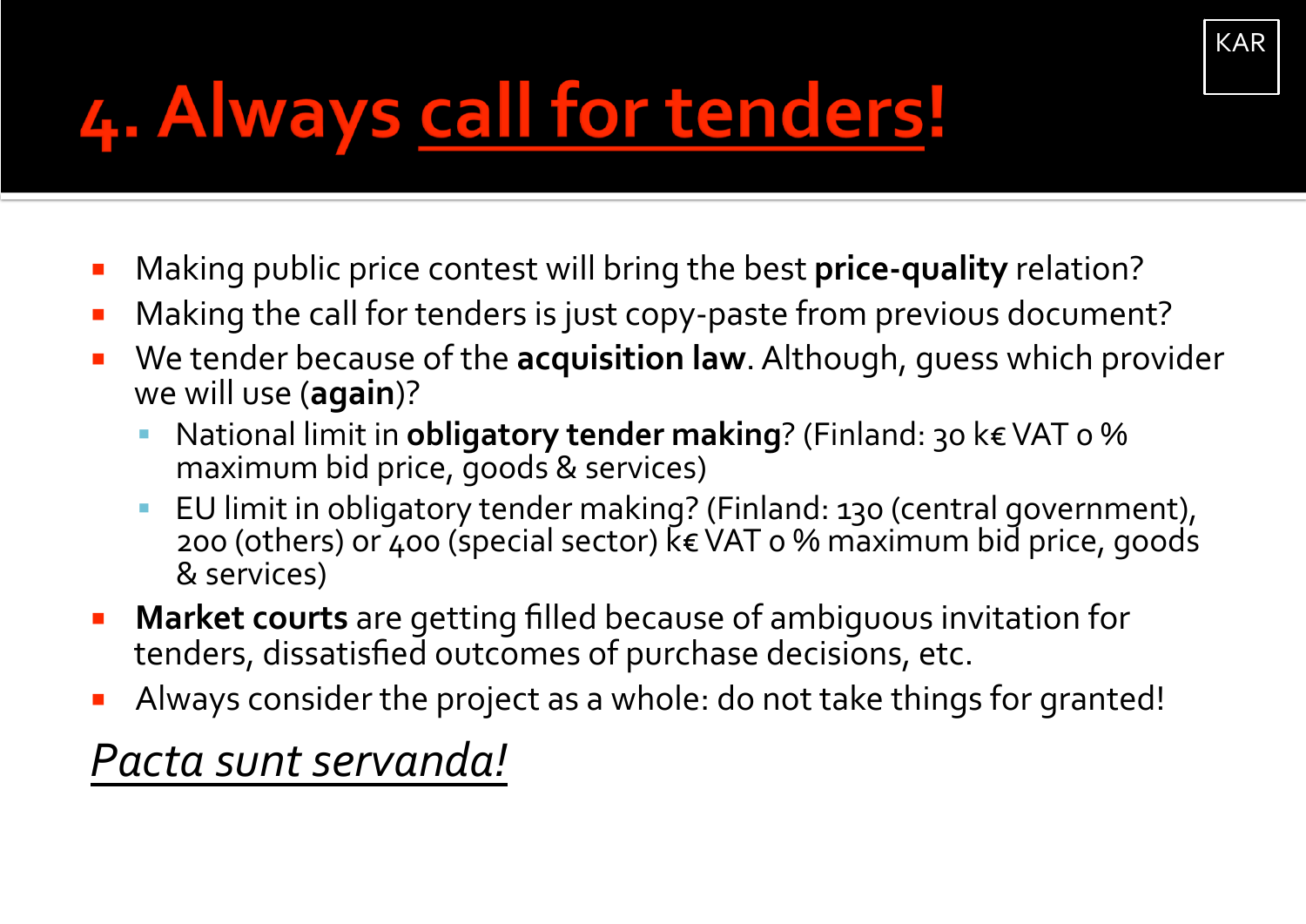# 4. Always call for tenders!

KAR

- Making public price contest will bring the best **price-quality** relation?
- Making the call for tenders is just copy-paste from previous document?
- We tender because of the **acquisition law**. Although, guess which provider we will use (**again**)?
  - National limit in **obligatory tender making**? (Finland: 30 k€ VAT 0 % maximum bid price, goods & services)
  - EU limit in obligatory tender making? (Finland: 130 (central government), 200 (others) or 400 (special sector) k€ VAT 0 % maximum bid price, goods & services)
- **Market courts** are getting filled because of ambiguous invitation for tenders, dissatisfied outcomes of purchase decisions, etc.
- Always consider the project as a whole: do not take things for granted!

*Pacta sunt servanda!*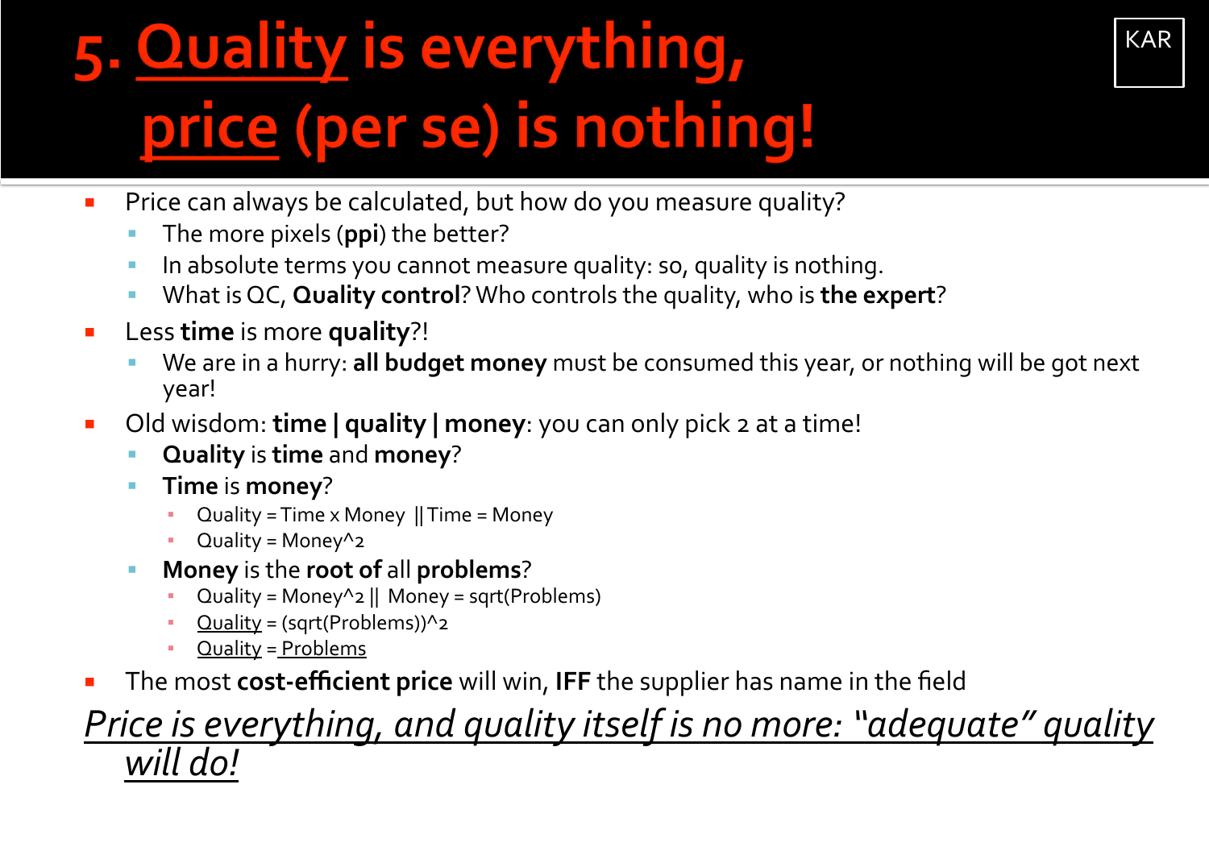# 5. <u>Quality</u> is everything, <u>price</u> (per se) is nothing!

KAR

- Price can always be calculated, but how do you measure quality?
  - The more pixels (**ppi**) the better?
  - In absolute terms you cannot measure quality: so, quality is nothing.
  - What is QC, **Quality control**? Who controls the quality, who is **the expert**?
- Less **time** is more **quality**?!
  - We are in a hurry: **all budget money** must be consumed this year, or nothing will be got next year!
- Old wisdom: **time | quality | money**: you can only pick 2 at a time!
  - **Quality** is **time** and **money**?
  - **Time** is **money**?
    - Quality = Time x Money || Time = Money
    - Quality = Money^2
  - **Money** is the **root of** all **problems**?
    - Quality = Money^2 || Money = sqrt(Problems)
    - <u>Quality</u> = (sqrt(Problems))^2
    - <u>Quality</u> = <u>Problems</u>
- The most **cost-efficient price** will win, **IFF** the supplier has name in the field

<u>*Price is everything, and quality itself is no more: "adequate" quality will do!*</u>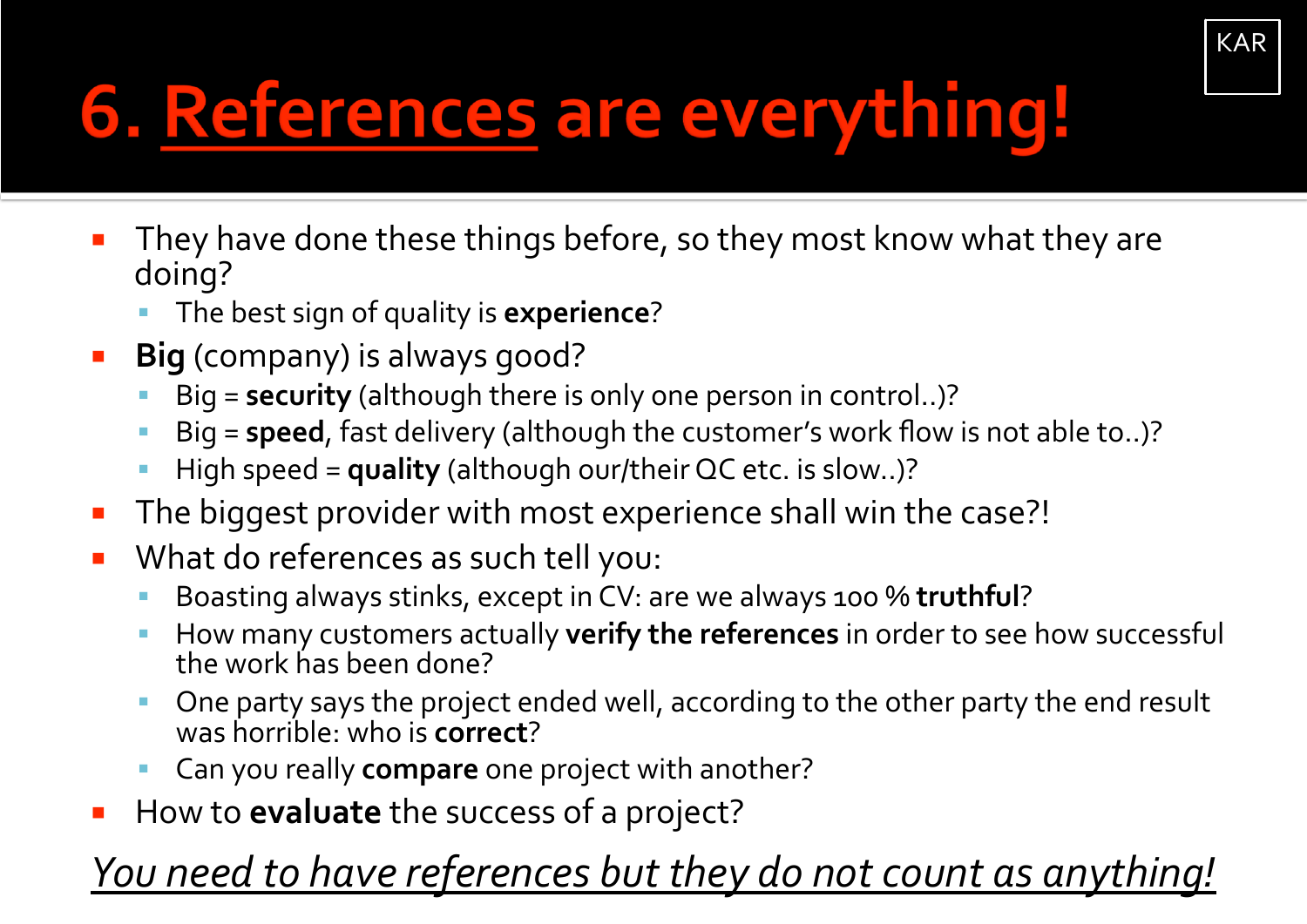# 6. References are everything!

- They have done these things before, so they most know what they are doing?
  - The best sign of quality is **experience**?
- **Big** (company) is always good?
  - Big = **security** (although there is only one person in control..)?
  - Big = **speed**, fast delivery (although the customer's work flow is not able to..)?
  - High speed = **quality** (although our/their QC etc. is slow..)?
- The biggest provider with most experience shall win the case?!
- What do references as such tell you:
  - Boasting always stinks, except in CV: are we always 100 % **truthful**?
  - How many customers actually **verify the references** in order to see how successful the work has been done?
  - One party says the project ended well, according to the other party the end result was horrible: who is **correct**?
  - Can you really **compare** one project with another?
- How to **evaluate** the success of a project?

*You need to have references but they do not count as anything!*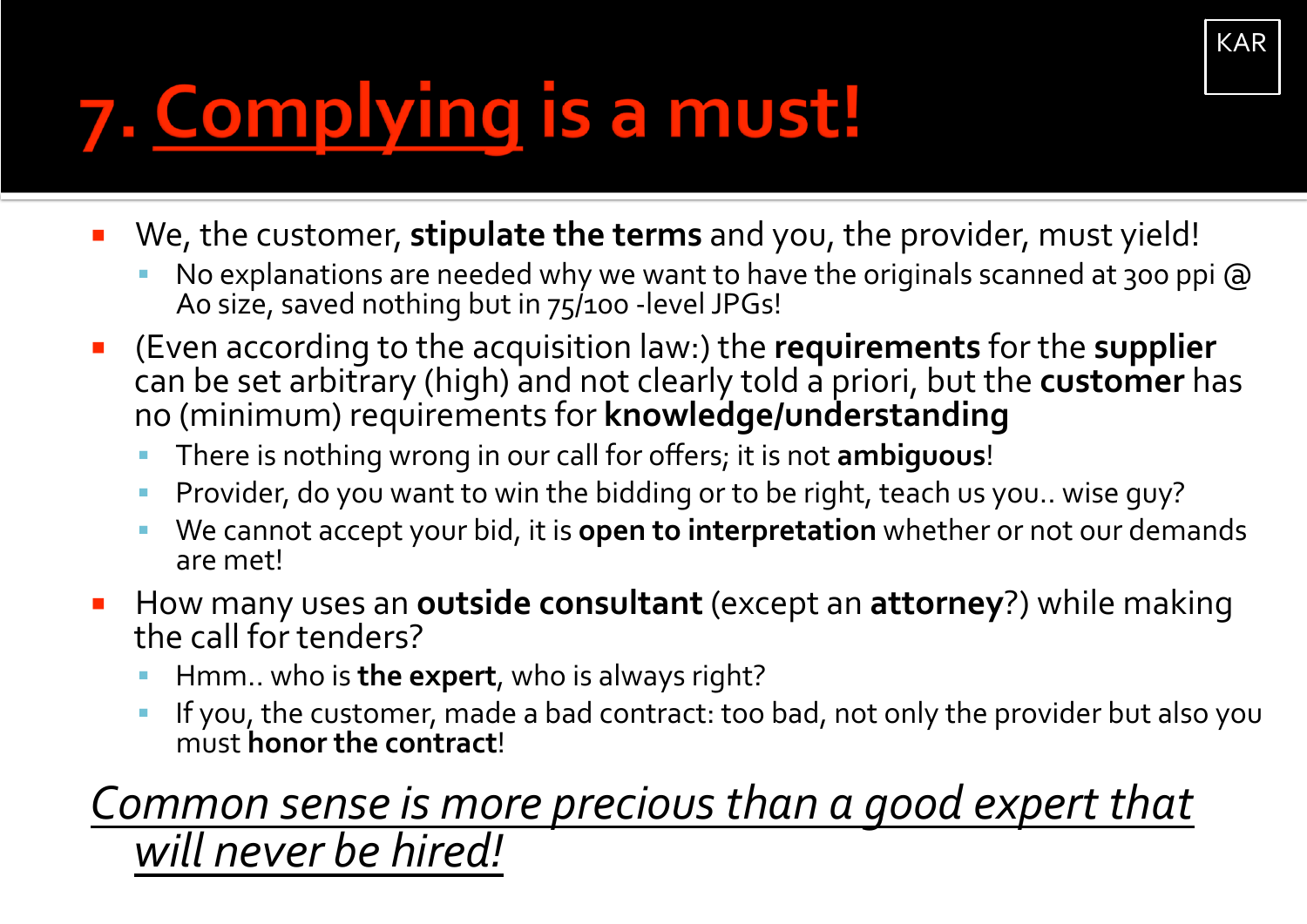# 7. Complying is a must!

KAR

- We, the customer, **stipulate the terms** and you, the provider, must yield!
  - No explanations are needed why we want to have the originals scanned at 300 ppi @ A0 size, saved nothing but in 75/100 -level JPGs!
- (Even according to the acquisition law:) the **requirements** for the **supplier** can be set arbitrary (high) and not clearly told a priori, but the **customer** has no (minimum) requirements for **knowledge/understanding**
  - There is nothing wrong in our call for offers; it is not **ambiguous**!
  - Provider, do you want to win the bidding or to be right, teach us you.. wise guy?
  - We cannot accept your bid, it is **open to interpretation** whether or not our demands are met!
- How many uses an **outside consultant** (except an **attorney**?) while making the call for tenders?
  - Hmm.. who is **the expert**, who is always right?
  - If you, the customer, made a bad contract: too bad, not only the provider but also you must **honor the contract**!

*Common sense is more precious than a good expert that will never be hired!*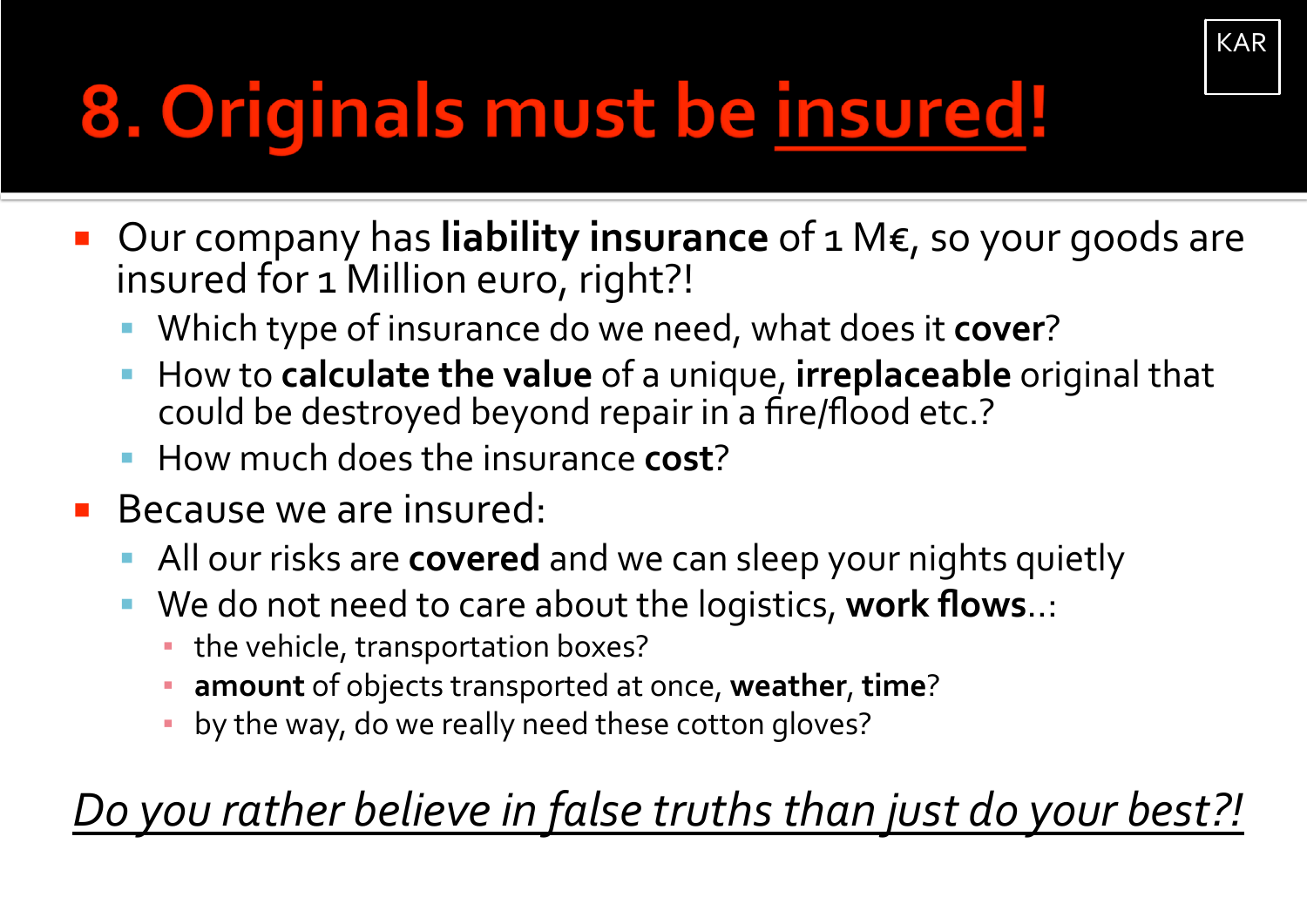KAR

# 8. Originals must be insured!

- Our company has **liability insurance** of 1 M€, so your goods are insured for 1 Million euro, right?!
  - Which type of insurance do we need, what does it **cover**?
  - How to **calculate the value** of a unique, **irreplaceable** original that could be destroyed beyond repair in a fire/flood etc.?
  - How much does the insurance **cost**?
- Because we are insured:
  - All our risks are **covered** and we can sleep your nights quietly
  - We do not need to care about the logistics, **work flows**..:
    - the vehicle, transportation boxes?
    - **amount** of objects transported at once, **weather**, **time**?
    - by the way, do we really need these cotton gloves?

*Do you rather believe in false truths than just do your best?!*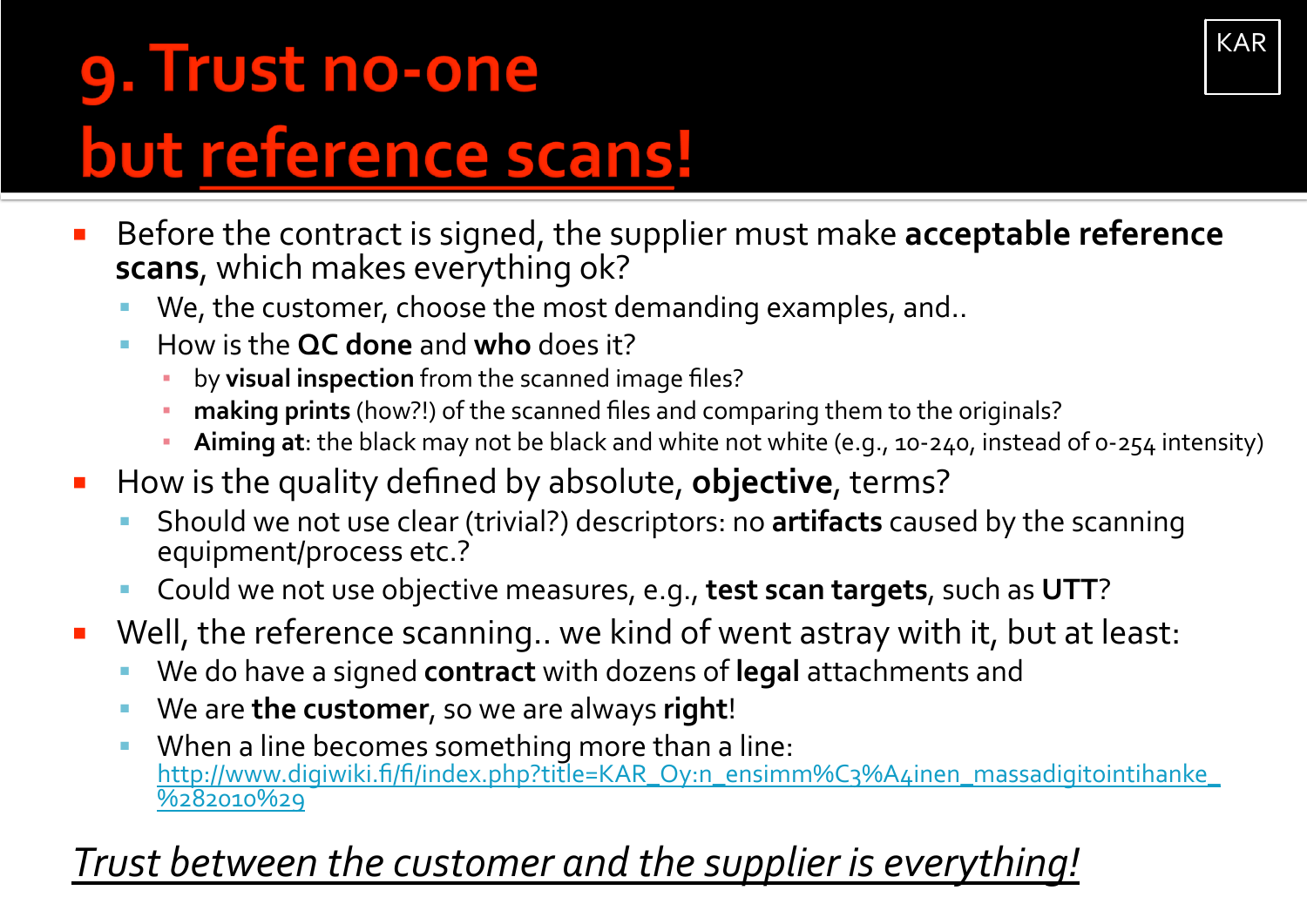# 9. Trust no-one but reference scans!

KAR

- Before the contract is signed, the supplier must make **acceptable reference scans**, which makes everything ok?
  - We, the customer, choose the most demanding examples, and..
  - How is the **QC done** and **who** does it?
    - by **visual inspection** from the scanned image files?
    - **making prints** (how?!) of the scanned files and comparing them to the originals?
    - **Aiming at**: the black may not be black and white not white (e.g., 10-240, instead of 0-254 intensity)
- How is the quality defined by absolute, **objective**, terms?
  - Should we not use clear (trivial?) descriptors: no **artifacts** caused by the scanning equipment/process etc.?
  - Could we not use objective measures, e.g., **test scan targets**, such as **UTT**?
- Well, the reference scanning.. we kind of went astray with it, but at least:
  - We do have a signed **contract** with dozens of **legal** attachments and
  - We are **the customer**, so we are always **right**!
  - When a line becomes something more than a line: http://www.digiwiki.fi/fi/index.php?title=KAR_Oy:n_ensimm%C3%A4inen_massadigitointihanke_%282010%29

*Trust between the customer and the supplier is everything!*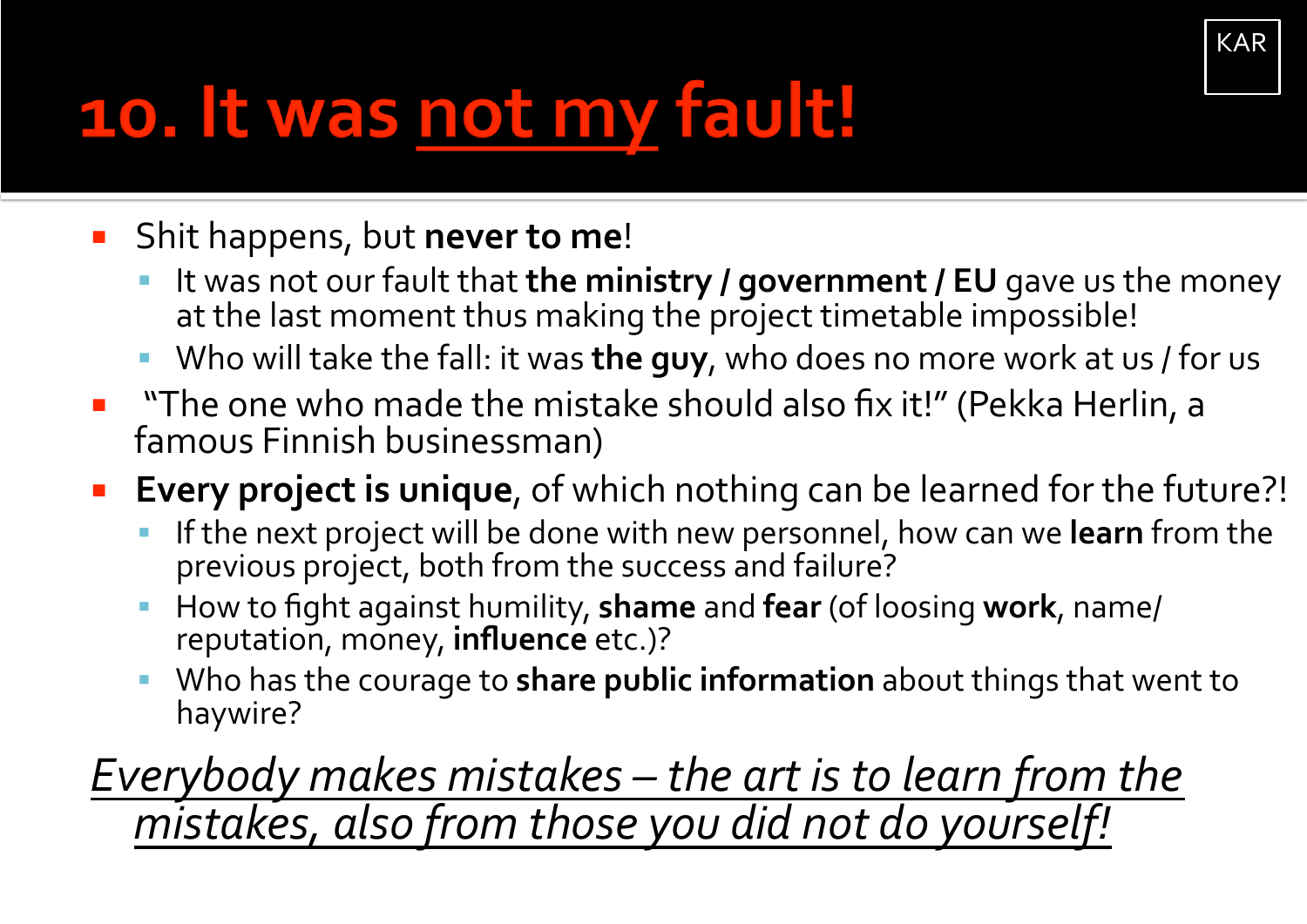# 10. It was not my fault!

KAR

- Shit happens, but **never to me**!
  - It was not our fault that **the ministry / government / EU** gave us the money at the last moment thus making the project timetable impossible!
  - Who will take the fall: it was **the guy**, who does no more work at us / for us
- "The one who made the mistake should also fix it!" (Pekka Herlin, a famous Finnish businessman)
- **Every project is unique**, of which nothing can be learned for the future?!
  - If the next project will be done with new personnel, how can we **learn** from the previous project, both from the success and failure?
  - How to fight against humility, **shame** and **fear** (of loosing **work**, name/ reputation, money, **influence** etc.)?
  - Who has the courage to **share public information** about things that went to haywire?

*Everybody makes mistakes – the art is to learn from the mistakes, also from those you did not do yourself!*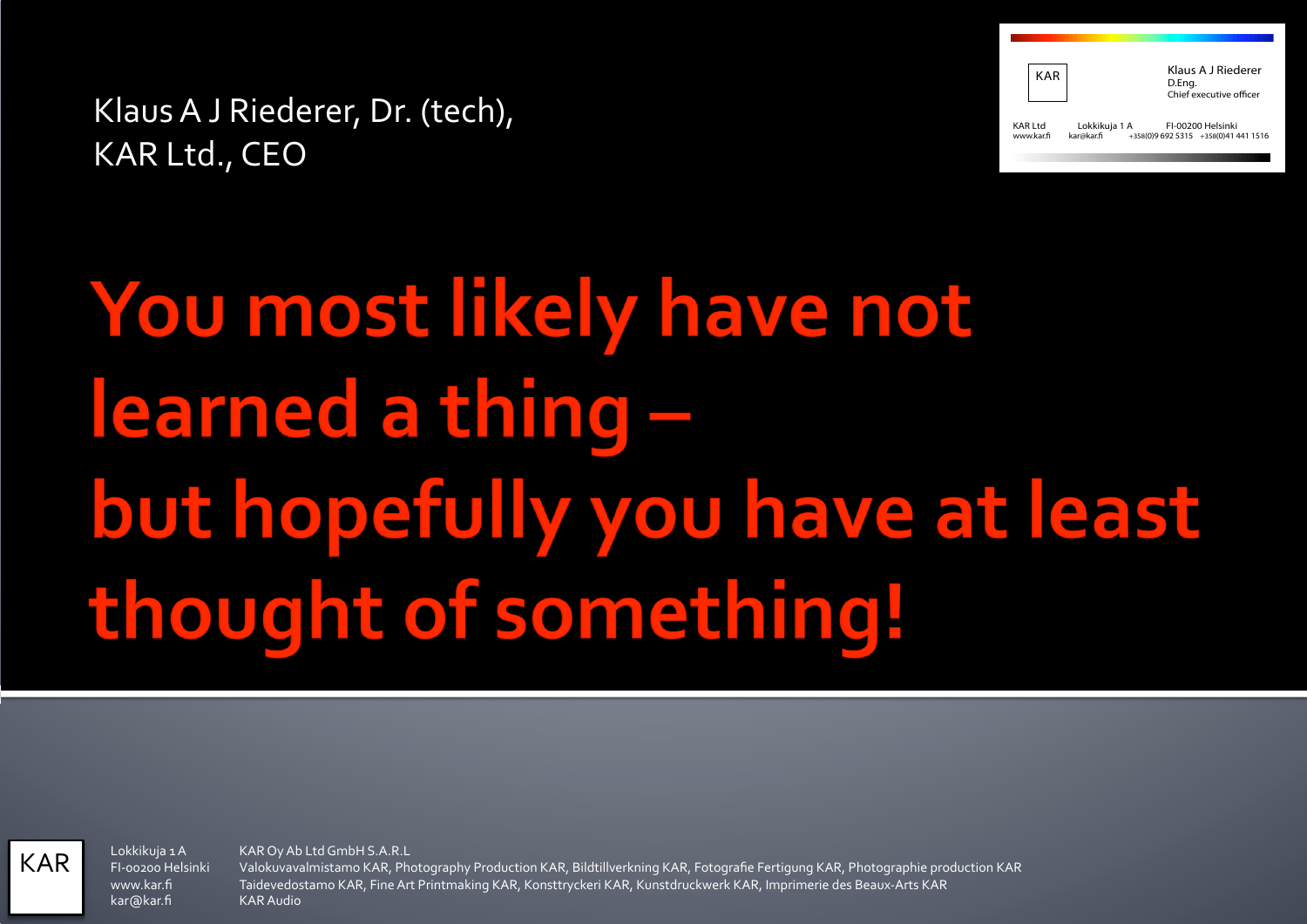Klaus A J Riederer, Dr. (tech),
KAR Ltd., CEO

KAR

Klaus A J Riederer
D.Eng.
Chief executive officer

KAR Ltd
www.kar.fi

Lokkikuja 1 A
kar@kar.fi

FI-00200 Helsinki
+358(0)9 692 5315 +358(0)41 441 1516

# You most likely have not learned a thing – but hopefully you have at least thought of something!

KAR

Lokkikuja 1 A
FI-00200 Helsinki
www.kar.fi
kar@kar.fi

KAR Oy Ab Ltd GmbH S.A.R.L
Valokuvavalmistamo KAR, Photography Production KAR, Bildtillverkning KAR, Fotografie Fertigung KAR, Photographie production KAR
Taidevedostamo KAR, Fine Art Printmaking KAR, Konsttryckeri KAR, Kunstdruckwerk KAR, Imprimerie des Beaux-Arts KAR
KAR Audio